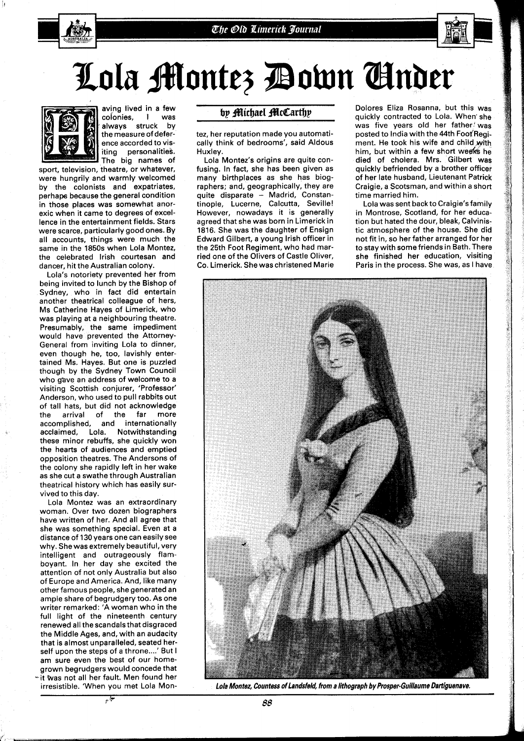# Lola Montez Down Under

### by Michael McCarthy

Having lived in a few colonies, I was always struck by the measure of deference accorded to visiting personalities. The big names of sport, television, theatre, or whatever, were hungrily and warmly welcomed by the colonists and expatriates, perhaps because the general condition in those places was somewhat anorexic when it came to degrees of excellence in the entertainment fields. Stars were scarce, particularly good ones. By all accounts, things were much the same in the 1850s when Lola Montez, the celebrated Irish courtesan and dancer, hit the Australian colony.

Lola's notoriety prevented her from being invited to lunch by the Bishop of Sydney, who in fact did entertain another theatrical colleague of hers, Ms Catherine Hayes of Limerick, who was playing at a neighbouring theatre. Presumably, the same impediment would have prevented the Attorney-General from inviting Lola to dinner, even though he, too, lavishly entertained Ms. Hayes. But one is puzzled though by the Sydney Town Council who gave an address of welcome to a visiting Scottish conjurer, 'Professor' Anderson, who used to pull rabbits out of tall hats, but did not acknowledge the arrival of the far more accomplished, and internationally acclaimed, Lola. Notwithstanding these minor rebuffs, she quickly won the hearts of audiences and emptied opposition theatres. The Andersons of the colony she rapidly left in her wake as she cut a swathe through Australian theatrical history which has easily survived to this day.

Lola Montez was an extraordinary woman. Over two dozen biographers have written of her. And all agree that she was something special. Even at a distance of 130 years one can easily see why. She was extremely beautiful, very intelligent and outrageously flamboyant. In her day she excited the attention of not only Australia but also of Europe and America. And, like many other famous people, she generated an ample share of begrudgery too. As one writer remarked: 'A woman who in the full light of the nineteenth century renewed all the scandals that disgraced the Middle Ages, and, with an audacity that is almost unparalleled, seated herself upon the steps of a throne....' But I am sure even the best of our home-grown begrudgers would concede that it was not all her fault. Men found her irresistible. 'When you met Lola Montez, her reputation made you automatically think of bedrooms', said Aldous Huxley.

Lola Montez's origins are quite confusing. In fact, she has been given as many birthplaces as she has biographers; and, geographically, they are quite disparate – Madrid, Constantinople, Lucerne, Calcutta, Seville! However, nowadays it is generally agreed that she was born in Limerick in 1816. She was the daughter of Ensign Edward Gilbert, a young Irish officer in the 25th Foot Regiment, who had married one of the Olivers of Castle Oliver, Co. Limerick. She was christened Marie Dolores Eliza Rosanna, but this was quickly contracted to Lola. When she was five years old her father was posted to India with the 44th Foot Regiment. He took his wife and child with him, but within a few short weeks he died of cholera. Mrs. Gilbert was quickly befriended by a brother officer of her late husband, Lieutenant Patrick Craigie, a Scotsman, and within a short time married him.

Lola was sent back to Craigie's family in Montrose, Scotland, for her education but hated the dour, bleak, Calvinistic atmosphere of the house. She did not fit in, so her father arranged for her to stay with some friends in Bath. There she finished her education, visiting Paris in the process. She was, as I have

*Lola Montez, Countess of Landsfeld, from a lithograph by Prosper-Guillaume Dartiguenave.*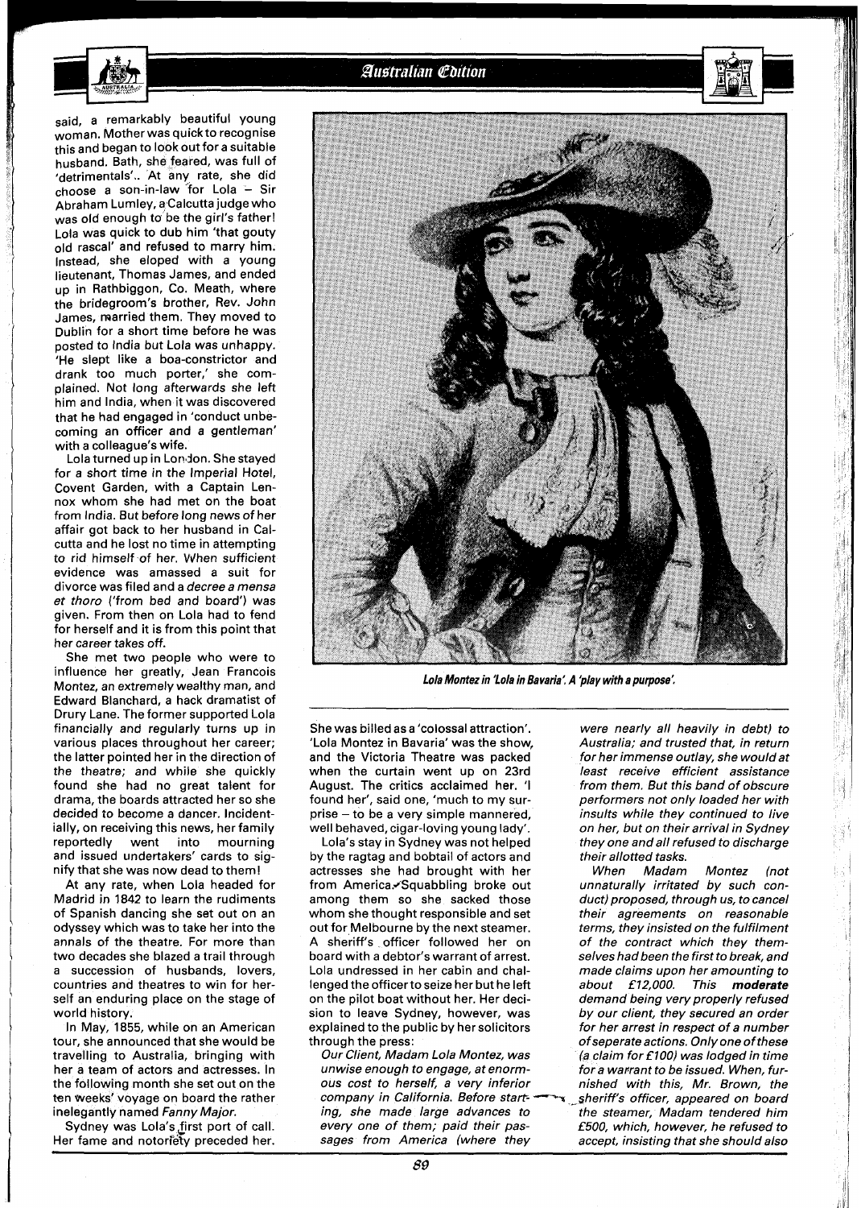said, a remarkably beautiful young woman. Mother was quick to recognise this and began to look out for a suitable husband. Bath, she feared, was full of 'detrimentals'.. At any rate, she did choose a son-in-law for Lola – Sir Abraham Lumley, a Calcutta judge who was old enough to be the girl's father! Lola was quick to dub him 'that gouty old rascal' and refused to marry him. Instead, she eloped with a young lieutenant, Thomas James, and ended up in Rathbiggon, Co. Meath, where the bridegroom's brother, Rev. John James, married them. They moved to Dublin for a short time before he was posted to India but Lola was unhappy. 'He slept like a boa-constrictor and drank too much porter,' she complained. Not long afterwards she left him and India, when it was discovered that he had engaged in 'conduct unbecoming an officer and a gentleman' with a colleague's wife.

Lola turned up in London. She stayed for a short time in the Imperial Hotel, Covent Garden, with a Captain Lennox whom she had met on the boat from India. But before long news of her affair got back to her husband in Calcutta and he lost no time in attempting to rid himself of her. When sufficient evidence was amassed a suit for divorce was filed and a *decree a mensa et thoro* ('from bed and board') was given. From then on Lola had to fend for herself and it is from this point that her career takes off.

She met two people who were to influence her greatly, Jean Francois Montez, an extremely wealthy man, and Edward Blanchard, a hack dramatist of Drury Lane. The former supported Lola financially and regularly turns up in various places throughout her career; the latter pointed her in the direction of the theatre; and while she quickly found she had no great talent for drama, the boards attracted her so she decided to become a dancer. Incidentially, on receiving this news, her family reportedly went into mourning and issued undertakers' cards to signify that she was now dead to them!

At any rate, when Lola headed for Madrid in 1842 to learn the rudiments of Spanish dancing she set out on an odyssey which was to take her into the annals of the theatre. For more than two decades she blazed a trail through a succession of husbands, lovers, countries and theatres to win for herself an enduring place on the stage of world history.

In May, 1855, while on an American tour, she announced that she would be travelling to Australia, bringing with her a team of actors and actresses. In the following month she set out on the ten weeks' voyage on board the rather inelegantly named *Fanny Major.*

Sydney was Lola's first port of call. Her fame and notoriety preceded her.

**Lola Montez in 'Lola in Bavaria'. A 'play with a purpose'.**

She was billed as a 'colossal attraction'. 'Lola Montez in Bavaria' was the show, and the Victoria Theatre was packed when the curtain went up on 23rd August. The critics acclaimed her. 'I found her', said one, 'much to my surprise – to be a very simple mannered, well behaved, cigar-loving young lady'.

Lola's stay in Sydney was not helped by the ragtag and bobtail of actors and actresses she had brought with her from America. Squabbling broke out among them so she sacked those whom she thought responsible and set out for Melbourne by the next steamer. A sheriff's officer followed her on board with a debtor's warrant of arrest. Lola undressed in her cabin and challenged the officer to seize her but he left on the pilot boat without her. Her decision to leave Sydney, however, was explained to the public by her solicitors through the press:

*Our Client, Madam Lola Montez, was unwise enough to engage, at enormous cost to herself, a very inferior company in California. Before starting, she made large advances to every one of them; paid their passages from America (where they were nearly all heavily in debt) to Australia; and trusted that, in return for her immense outlay, she would at least receive efficient assistance from them. But this band of obscure performers not only loaded her with insults while they continued to live on her, but on their arrival in Sydney they one and all refused to discharge their allotted tasks.*

*When Madam Montez (not unnaturally irritated by such conduct) proposed, through us, to cancel their agreements on reasonable terms, they insisted on the fulfilment of the contract which they themselves had been the first to break, and made claims upon her amounting to about £12,000. This* ***moderate*** *demand being very properly refused by our client, they secured an order for her arrest in respect of a number of seperate actions. Only one of these (a claim for £100) was lodged in time for a warrant to be issued. When, furnished with this, Mr. Brown, the sheriff's officer, appeared on board the steamer, Madam tendered him £500, which, however, he refused to accept, insisting that she should also*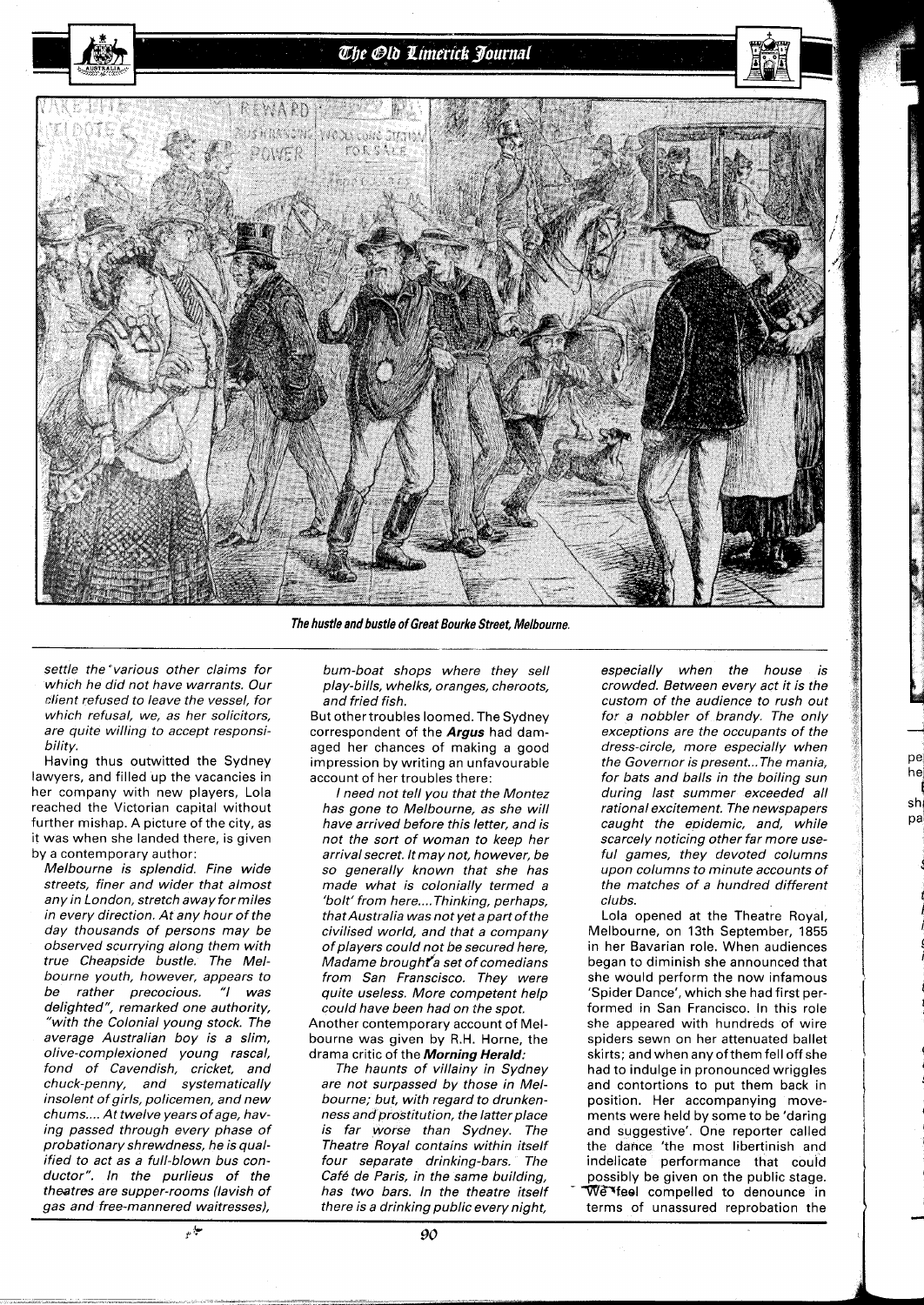The hustle and bustle of Great Bourke Street, Melbourne.

*settle the various other claims for which he did not have warrants. Our client refused to leave the vessel, for which refusal, we, as her solicitors, are quite willing to accept responsibility.*

Having thus outwitted the Sydney lawyers, and filled up the vacancies in her company with new players, Lola reached the Victorian capital without further mishap. A picture of the city, as it was when she landed there, is given by a contemporary author:

*Melbourne is splendid. Fine wide streets, finer and wider that almost any in London, stretch away for miles in every direction. At any hour of the day thousands of persons may be observed scurrying along them with true Cheapside bustle. The Melbourne youth, however, appears to be rather precocious. "I was delighted", remarked one authority, "with the Colonial young stock. The average Australian boy is a slim, olive-complexioned young rascal, fond of Cavendish, cricket, and chuck-penny, and systematically insolent of girls, policemen, and new chums.... At twelve years of age, having passed through every phase of probationary shrewdness, he is qualified to act as a full-blown bus conductor". In the purlieus of the theatres are supper-rooms (lavish of gas and free-mannered waitresses), bum-boat shops where they sell play-bills, whelks, oranges, cheroots, and fried fish.*

But other troubles loomed. The Sydney correspondent of the **Argus** had damaged her chances of making a good impression by writing an unfavourable account of her troubles there:

*I need not tell you that the Montez has gone to Melbourne, as she will have arrived before this letter, and is not the sort of woman to keep her arrival secret. It may not, however, be so generally known that she has made what is colonially termed a 'bolt' from here.... Thinking, perhaps, that Australia was not yet a part of the civilised world, and that a company of players could not be secured here, Madame brought a set of comedians from San Franscisco. They were quite useless. More competent help could have been had on the spot.*

Another contemporary account of Melbourne was given by R.H. Horne, the drama critic of the **Morning Herald:**

*The haunts of villainy in Sydney are not surpassed by those in Melbourne; but, with regard to drunkenness and prostitution, the latter place is far worse than Sydney. The Theatre Royal contains within itself four separate drinking-bars. The Café de Paris, in the same building, has two bars. In the theatre itself there is a drinking public every night, especially when the house is crowded. Between every act it is the custom of the audience to rush out for a nobbler of brandy. The only exceptions are the occupants of the dress-circle, more especially when the Governor is present... The mania, for bats and balls in the boiling sun during last summer exceeded all rational excitement. The newspapers caught the epidemic, and, while scarcely noticing other far more useful games, they devoted columns upon columns to minute accounts of the matches of a hundred different clubs.*

Lola opened at the Theatre Royal, Melbourne, on 13th September, 1855 in her Bavarian role. When audiences began to diminish she announced that she would perform the now infamous 'Spider Dance', which she had first performed in San Francisco. In this role she appeared with hundreds of wire spiders sewn on her attenuated ballet skirts; and when any of them fell off she had to indulge in pronounced wriggles and contortions to put them back in position. Her accompanying movements were held by some to be 'daring and suggestive'. One reporter called the dance 'the most libertinish and indelicate performance that could possibly be given on the public stage. We feel compelled to denounce in terms of unassured reprobation the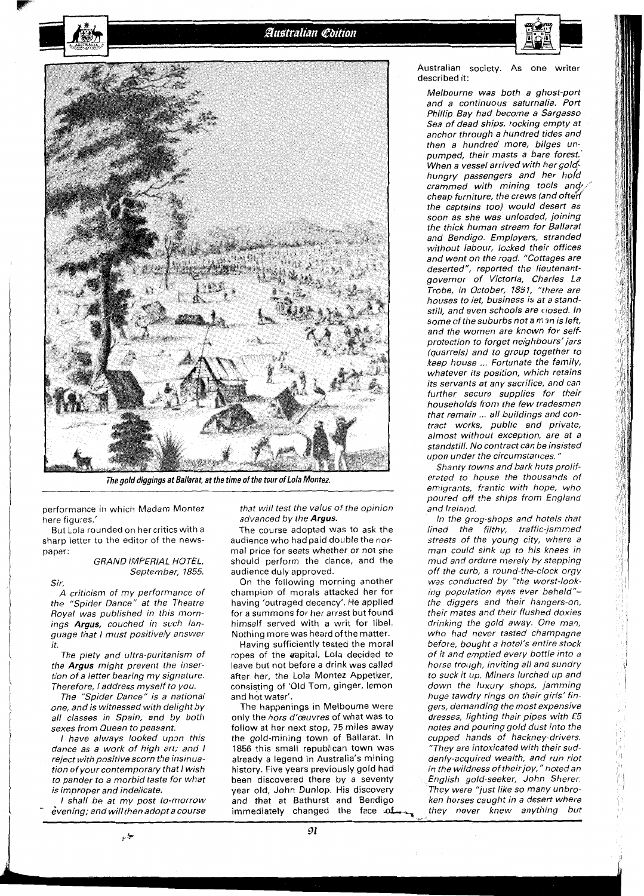*The gold diggings at Ballarat, at the time of the tour of Lola Montez.*

performance in which Madam Montez here figures.'

But Lola rounded on her critics with a sharp letter to the editor of the newspaper:

> GRAND IMPERIAL HOTEL,
> September, 1855.
>
> *Sir,*
>
> *A criticism of my performance of the "Spider Dance" at the Theatre Royal was published in this mornings* ***Argus****, couched in such language that I must positively answer it.*
>
> *The piety and ultra-puritanism of the* ***Argus*** *might prevent the insertion of a letter bearing my signature. Therefore, I address myself to you.*
>
> *The "Spider Dance" is a national one, and is witnessed with delight by all classes in Spain, and by both sexes from Queen to peasant.*
>
> *I have always looked upon this dance as a work of high art; and I reject with positive scorn the insinuation of your contemporary that I wish to pander to a morbid taste for what is improper and indelicate.*
>
> *I shall be at my post to-morrow evening; and will then adopt a course that will test the value of the opinion advanced by the* ***Argus.***

The course adopted was to ask the audience who had paid double the normal price for seats whether or not she should perform the dance, and the audience duly approved.

On the following morning another champion of morals attacked her for having 'outraged decency'. He applied for a summons for her arrest but found himself served with a writ for libel. Nothing more was heard of the matter.

Having sufficiently tested the moral ropes of the capital, Lola decided to leave but not before a drink was called after her, the Lola Montez Appetizer, consisting of 'Old Tom, ginger, lemon and hot water'.

The happenings in Melbourne were only the *hors d'œuvres* of what was to follow at her next stop, 75 miles away the gold-mining town of Ballarat. In 1856 this small republican town was already a legend in Australia's mining history. Five years previously gold had been discovered there by a seventy year old, John Dunlop. His discovery and that at Bathurst and Bendigo immediately changed the face of Australian society. As one writer described it:

> *Melbourne was both a ghost-port and a continuous saturnalia. Port Phillip Bay had become a Sargasso Sea of dead ships, rocking empty at anchor through a hundred tides and then a hundred more, bilges unpumped, their masts a bare forest. When a vessel arrived with her gold-hungry passengers and her hold crammed with mining tools and cheap furniture, the crews (and often the captains too) would desert as soon as she was unloaded, joining the thick human stream for Ballarat and Bendigo. Employers, stranded without labour, locked their offices and went on the road. "Cottages are deserted", reported the lieutenant-governor of Victoria, Charles La Trobe, in October, 1851, "there are houses to let, business is at a stand-still, and even schools are closed. In some of the suburbs not a man is left, and the women are known for self-protection to forget neighbours' jars (quarrels) and to group together to keep house ... Fortunate the family, whatever its position, which retains its servants at any sacrifice, and can further secure supplies for their households from the few tradesmen that remain ... all buildings and contract works, public and private, almost without exception, are at a standstill. No contract can be insisted upon under the circumstances."*
>
> *Shanty towns and bark huts proliferated to house the thousands of emigrants, frantic with hope, who poured off the ships from England and Ireland.*
>
> *In the grog-shops and hotels that lined the filthy, traffic-jammed streets of the young city, where a man could sink up to his knees in mud and ordure merely by stepping off the curb, a round-the-clock orgy was conducted by "the worst-looking population eyes ever beheld"—the diggers and their hangers-on, their mates and their flushed doxies drinking the gold away. One man, who had never tasted champagne before, bought a hotel's entire stock of it and emptied every bottle into a horse trough, inviting all and sundry to suck it up. Miners lurched up and down the luxury shops, jamming huge tawdry rings on their girls' fingers, demanding the most expensive dresses, lighting their pipes with £5 notes and pouring gold dust into the cupped hands of hackney-drivers. "They are intoxicated with their suddenly-acquired wealth, and run riot in the wildness of their joy," noted an English gold-seeker, John Sherer. "They were "just like so many unbroken horses caught in a desert where they never knew anything but*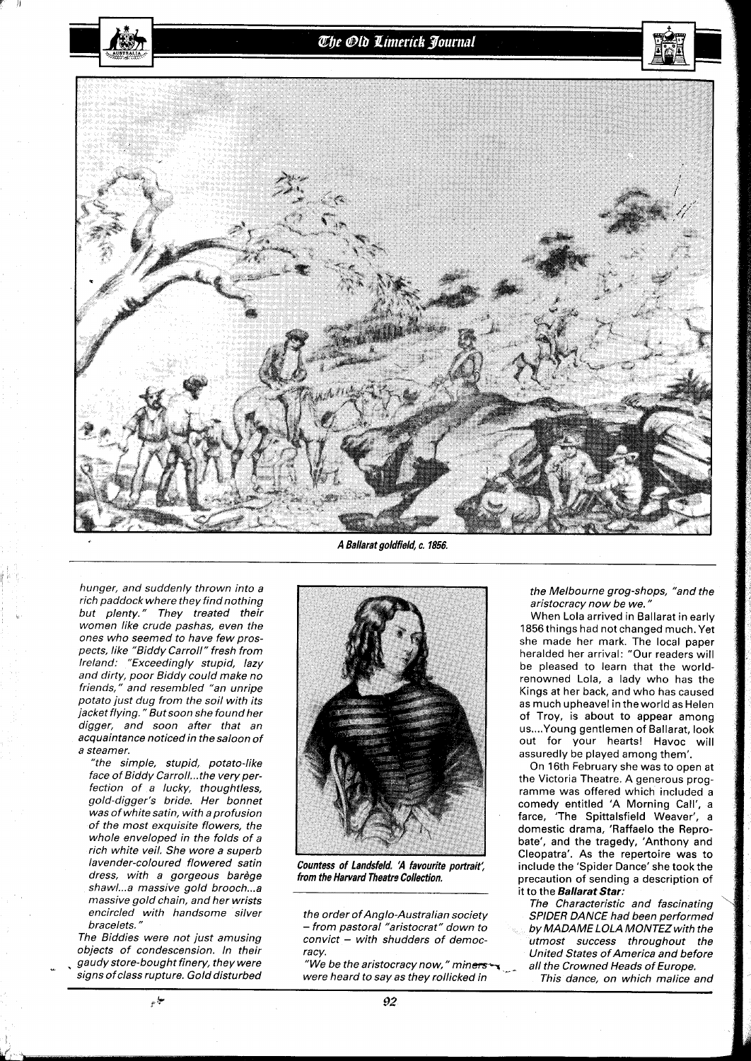A Ballarat goldfield, c. 1856.

*hunger, and suddenly thrown into a rich paddock where they find nothing but plenty." They treated their women like crude pashas, even the ones who seemed to have few prospects, like "Biddy Carroll" fresh from Ireland: "Exceedingly stupid, lazy and dirty, poor Biddy could make no friends," and resembled "an unripe potato just dug from the soil with its jacket flying." But soon she found her digger, and soon after that an acquaintance noticed in the saloon of a steamer.*

*"the simple, stupid, potato-like face of Biddy Carroll...the very perfection of a lucky, thoughtless, gold-digger's bride. Her bonnet was of white satin, with a profusion of the most exquisite flowers, the whole enveloped in the folds of a rich white veil. She wore a superb lavender-coloured flowered satin dress, with a gorgeous barège shawl...a massive gold brooch...a massive gold chain, and her wrists encircled with handsome silver bracelets."*

*The Biddies were not just amusing objects of condescension. In their gaudy store-bought finery, they were signs of class rupture. Gold disturbed the order of Anglo-Australian society – from pastoral "aristocrat" down to convict – with shudders of democracy.*

*"We be the aristocracy now," miners were heard to say as they rollicked in the Melbourne grog-shops, "and the aristocracy now be we."*

**Countess of Landsfeld. 'A favourite portrait', from the Harvard Theatre Collection.**

When Lola arrived in Ballarat in early 1856 things had not changed much. Yet she made her mark. The local paper heralded her arrival: "Our readers will be pleased to learn that the world-renowned Lola, a lady who has the Kings at her back, and who has caused as much upheaval in the world as Helen of Troy, is about to appear among us....Young gentlemen of Ballarat, look out for your hearts! Havoc will assuredly be played among them'.

On 16th February she was to open at the Victoria Theatre. A generous programme was offered which included a comedy entitled 'A Morning Call', a farce, 'The Spittalsfield Weaver', a domestic drama, 'Raffaelo the Reprobate', and the tragedy, 'Anthony and Cleopatra'. As the repertoire was to include the 'Spider Dance' she took the precaution of sending a description of it to the ***Ballarat Star:***

*The Characteristic and fascinating SPIDER DANCE had been performed by MADAME LOLA MONTEZ with the utmost success throughout the United States of America and before all the Crowned Heads of Europe.*

*This dance, on which malice and*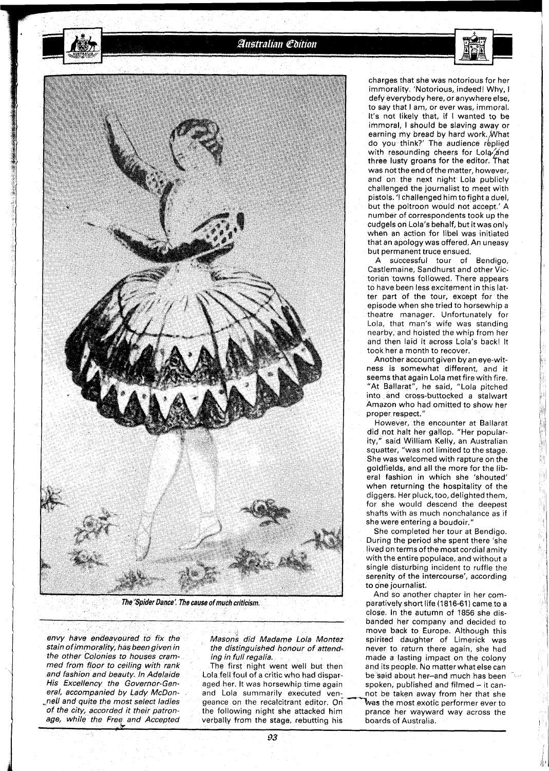*The 'Spider Dance'. The cause of much criticism.*

*envy have endeavoured to fix the stain of immorality, has been given in the other Colonies to houses crammed from floor to ceiling with rank and fashion and beauty. In Adelaide His Excellency the Governor-General, accompanied by Lady McDonnell and quite the most select ladies of the city, accorded it their patronage, while the Free and Accepted Masons did Madame Lola Montez the distinguished honour of attending in full regalia.*

The first night went well but then Lola fell foul of a critic who had disparaged her. It was horsewhip time again and Lola summarily executed vengeance on the recalcitrant editor. On the following night she attacked him verbally from the stage, rebutting his charges that she was notorious for her immorality. 'Notorious, indeed! Why, I defy everybody here, or anywhere else, to say that I am, or ever was, immoral. It's not likely that, if I wanted to be immoral, I should be slaving away or earning my bread by hard work. What do you think?' The audience replied with resounding cheers for Lola and three lusty groans for the editor. That was not the end of the matter, however, and on the next night Lola publicly challenged the journalist to meet with pistols. 'I challenged him to fight a duel, but the poltroon would not accept.' A number of correspondents took up the cudgels on Lola's behalf, but it was only when an action for libel was initiated that an apology was offered. An uneasy but permanent truce ensued.

A successful tour of Bendigo, Castlemaine, Sandhurst and other Victorian towns followed. There appears to have been less excitement in this latter part of the tour, except for the episode when she tried to horsewhip a theatre manager. Unfortunately for Lola, that man's wife was standing nearby, and hoisted the whip from her and then laid it across Lola's back! It took her a month to recover.

Another account given by an eye-witness is somewhat different, and it seems that again Lola met fire with fire. "At Ballarat", he said, "Lola pitched into and cross-buttocked a stalwart Amazon who had omitted to show her proper respect."

However, the encounter at Ballarat did not halt her gallop. "Her popularity," said William Kelly, an Australian squatter, "was not limited to the stage. She was welcomed with rapture on the goldfields, and all the more for the liberal fashion in which she 'shouted' when returning the hospitality of the diggers. Her pluck, too, delighted them, for she would descend the deepest shafts with as much nonchalance as if she were entering a boudoir."

She completed her tour at Bendigo. During the period she spent there 'she lived on terms of the most cordial amity with the entire populace, and without a single disturbing incident to ruffle the serenity of the intercourse', according to one journalist.

And so another chapter in her comparatively short life (1816-61) came to a close. In the autumn of 1856 she disbanded her company and decided to move back to Europe. Although this spirited daughter of Limerick was never to return there again, she had made a lasting impact on the colony and its people. No matter what else can be said about her–and much has been spoken, published and filmed – it cannot be taken away from her that she was the most exotic performer ever to prance her wayward way across the boards of Australia.